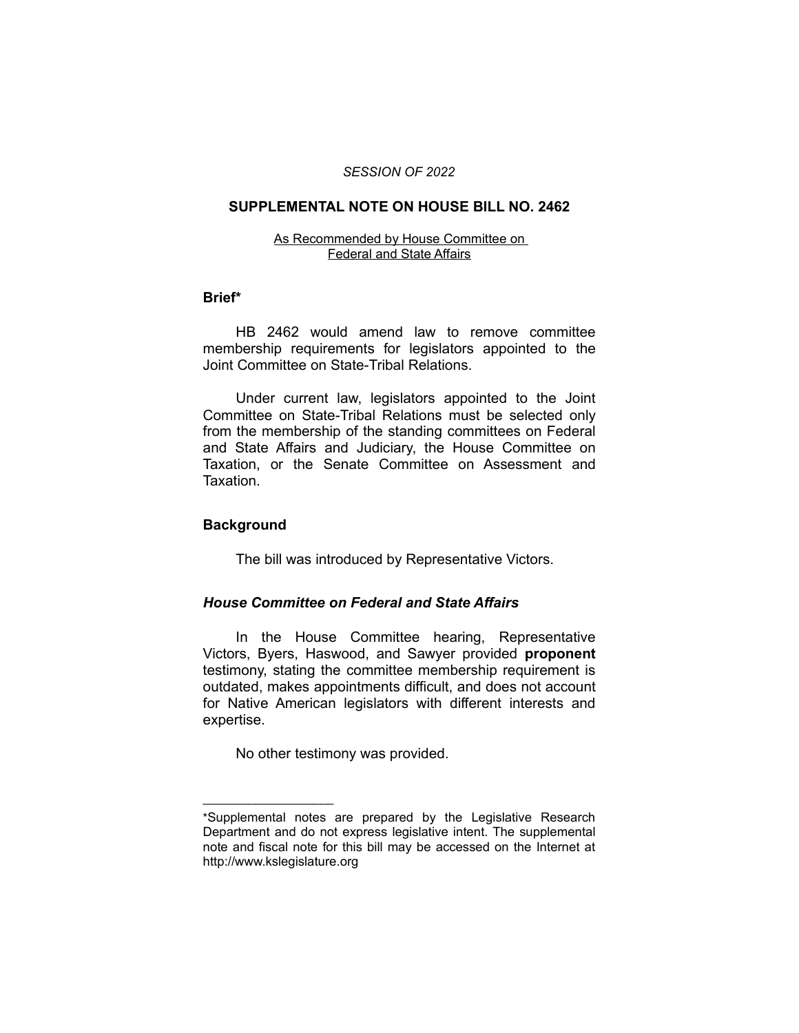*SESSION OF 2022*

# SUPPLEMENTAL NOTE ON HOUSE BILL NO. 2462

As Recommended by House Committee on Federal and State Affairs

## Brief*

HB 2462 would amend law to remove committee membership requirements for legislators appointed to the Joint Committee on State-Tribal Relations.

Under current law, legislators appointed to the Joint Committee on State-Tribal Relations must be selected only from the membership of the standing committees on Federal and State Affairs and Judiciary, the House Committee on Taxation, or the Senate Committee on Assessment and Taxation.

## Background

The bill was introduced by Representative Victors.

### *House Committee on Federal and State Affairs*

In the House Committee hearing, Representative Victors, Byers, Haswood, and Sawyer provided **proponent** testimony, stating the committee membership requirement is outdated, makes appointments difficult, and does not account for Native American legislators with different interests and expertise.

No other testimony was provided.

---

*Supplemental notes are prepared by the Legislative Research Department and do not express legislative intent. The supplemental note and fiscal note for this bill may be accessed on the Internet at http://www.kslegislature.org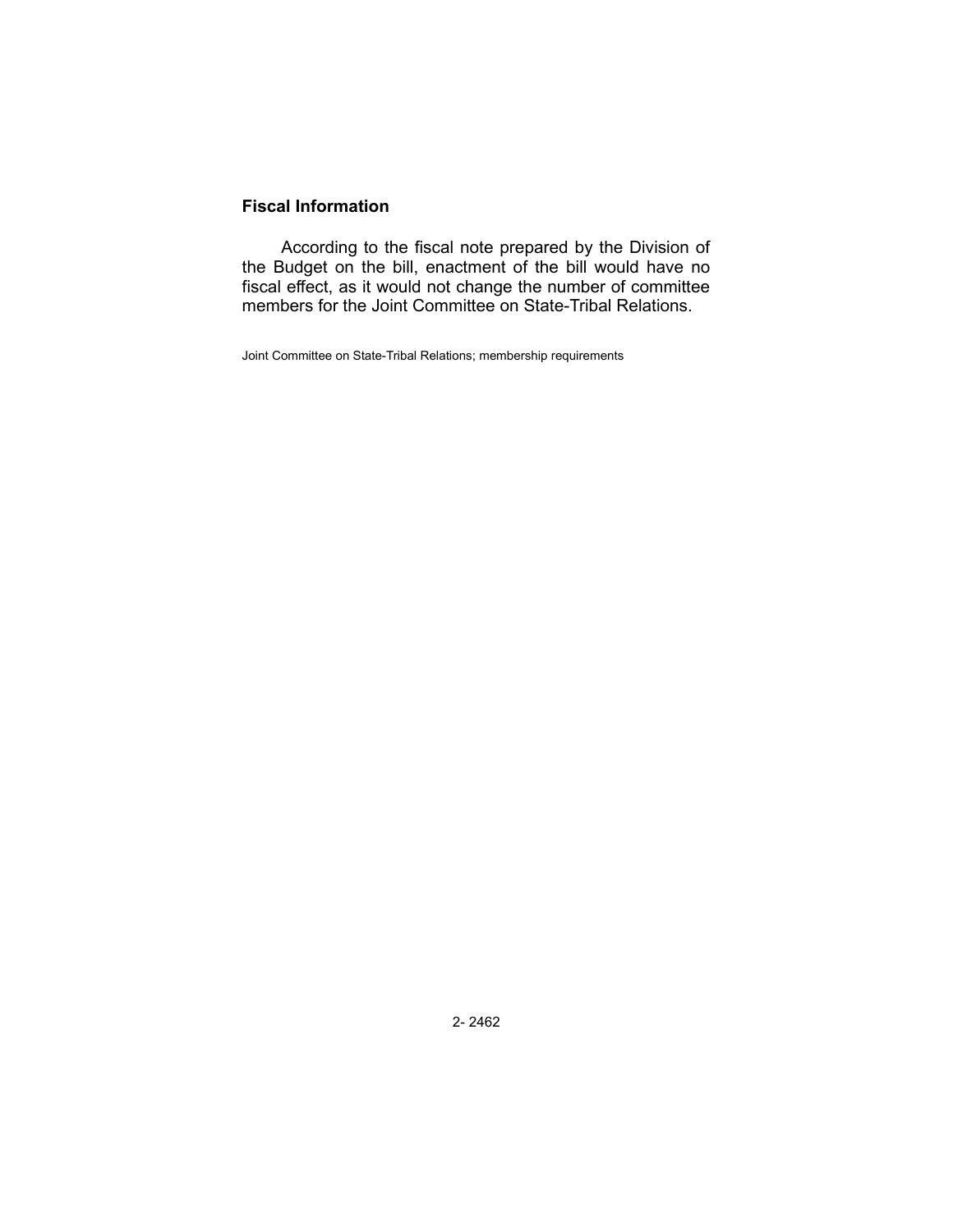## Fiscal Information

According to the fiscal note prepared by the Division of the Budget on the bill, enactment of the bill would have no fiscal effect, as it would not change the number of committee members for the Joint Committee on State-Tribal Relations.

Joint Committee on State-Tribal Relations; membership requirements